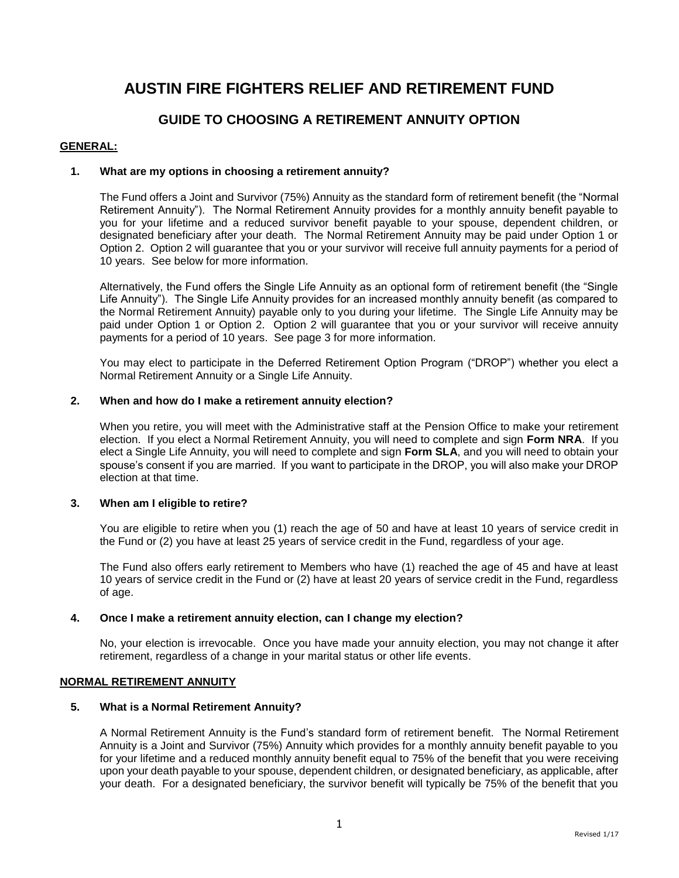# AUSTIN FIRE FIGHTERS RELIEF AND RETIREMENT FUND

## GUIDE TO CHOOSING A RETIREMENT ANNUITY OPTION

**GENERAL:**

**1. What are my options in choosing a retirement annuity?**

The Fund offers a Joint and Survivor (75%) Annuity as the standard form of retirement benefit (the "Normal Retirement Annuity"). The Normal Retirement Annuity provides for a monthly annuity benefit payable to you for your lifetime and a reduced survivor benefit payable to your spouse, dependent children, or designated beneficiary after your death. The Normal Retirement Annuity may be paid under Option 1 or Option 2. Option 2 will guarantee that you or your survivor will receive full annuity payments for a period of 10 years. See below for more information.

Alternatively, the Fund offers the Single Life Annuity as an optional form of retirement benefit (the "Single Life Annuity"). The Single Life Annuity provides for an increased monthly annuity benefit (as compared to the Normal Retirement Annuity) payable only to you during your lifetime. The Single Life Annuity may be paid under Option 1 or Option 2. Option 2 will guarantee that you or your survivor will receive annuity payments for a period of 10 years. See page 3 for more information.

You may elect to participate in the Deferred Retirement Option Program ("DROP") whether you elect a Normal Retirement Annuity or a Single Life Annuity.

**2. When and how do I make a retirement annuity election?**

When you retire, you will meet with the Administrative staff at the Pension Office to make your retirement election. If you elect a Normal Retirement Annuity, you will need to complete and sign **Form NRA**. If you elect a Single Life Annuity, you will need to complete and sign **Form SLA**, and you will need to obtain your spouse's consent if you are married. If you want to participate in the DROP, you will also make your DROP election at that time.

**3. When am I eligible to retire?**

You are eligible to retire when you (1) reach the age of 50 and have at least 10 years of service credit in the Fund or (2) you have at least 25 years of service credit in the Fund, regardless of your age.

The Fund also offers early retirement to Members who have (1) reached the age of 45 and have at least 10 years of service credit in the Fund or (2) have at least 20 years of service credit in the Fund, regardless of age.

**4. Once I make a retirement annuity election, can I change my election?**

No, your election is irrevocable. Once you have made your annuity election, you may not change it after retirement, regardless of a change in your marital status or other life events.

**NORMAL RETIREMENT ANNUITY**

**5. What is a Normal Retirement Annuity?**

A Normal Retirement Annuity is the Fund's standard form of retirement benefit. The Normal Retirement Annuity is a Joint and Survivor (75%) Annuity which provides for a monthly annuity benefit payable to you for your lifetime and a reduced monthly annuity benefit equal to 75% of the benefit that you were receiving upon your death payable to your spouse, dependent children, or designated beneficiary, as applicable, after your death. For a designated beneficiary, the survivor benefit will typically be 75% of the benefit that you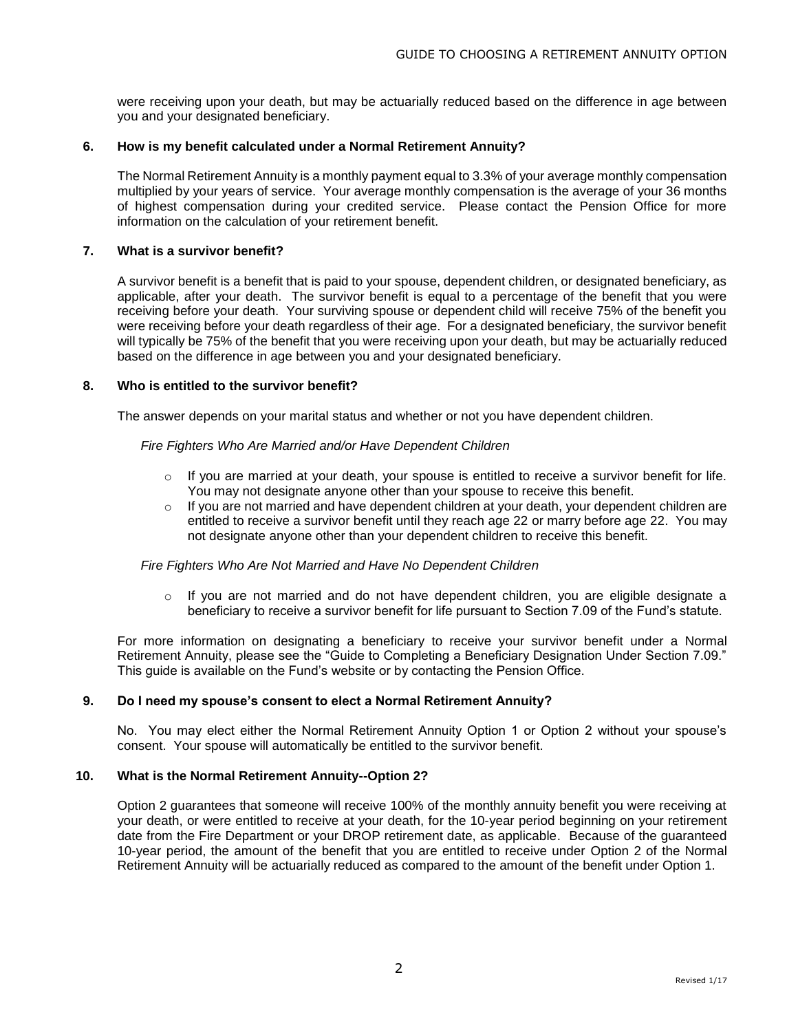were receiving upon your death, but may be actuarially reduced based on the difference in age between you and your designated beneficiary.

### 6. How is my benefit calculated under a Normal Retirement Annuity?

The Normal Retirement Annuity is a monthly payment equal to 3.3% of your average monthly compensation multiplied by your years of service. Your average monthly compensation is the average of your 36 months of highest compensation during your credited service. Please contact the Pension Office for more information on the calculation of your retirement benefit.

### 7. What is a survivor benefit?

A survivor benefit is a benefit that is paid to your spouse, dependent children, or designated beneficiary, as applicable, after your death. The survivor benefit is equal to a percentage of the benefit that you were receiving before your death. Your surviving spouse or dependent child will receive 75% of the benefit you were receiving before your death regardless of their age. For a designated beneficiary, the survivor benefit will typically be 75% of the benefit that you were receiving upon your death, but may be actuarially reduced based on the difference in age between you and your designated beneficiary.

### 8. Who is entitled to the survivor benefit?

The answer depends on your marital status and whether or not you have dependent children.

*Fire Fighters Who Are Married and/or Have Dependent Children*

- If you are married at your death, your spouse is entitled to receive a survivor benefit for life. You may not designate anyone other than your spouse to receive this benefit.
- If you are not married and have dependent children at your death, your dependent children are entitled to receive a survivor benefit until they reach age 22 or marry before age 22. You may not designate anyone other than your dependent children to receive this benefit.

*Fire Fighters Who Are Not Married and Have No Dependent Children*

- If you are not married and do not have dependent children, you are eligible designate a beneficiary to receive a survivor benefit for life pursuant to Section 7.09 of the Fund's statute.

For more information on designating a beneficiary to receive your survivor benefit under a Normal Retirement Annuity, please see the "Guide to Completing a Beneficiary Designation Under Section 7.09." This guide is available on the Fund's website or by contacting the Pension Office.

### 9. Do I need my spouse's consent to elect a Normal Retirement Annuity?

No. You may elect either the Normal Retirement Annuity Option 1 or Option 2 without your spouse's consent. Your spouse will automatically be entitled to the survivor benefit.

### 10. What is the Normal Retirement Annuity--Option 2?

Option 2 guarantees that someone will receive 100% of the monthly annuity benefit you were receiving at your death, or were entitled to receive at your death, for the 10-year period beginning on your retirement date from the Fire Department or your DROP retirement date, as applicable. Because of the guaranteed 10-year period, the amount of the benefit that you are entitled to receive under Option 2 of the Normal Retirement Annuity will be actuarially reduced as compared to the amount of the benefit under Option 1.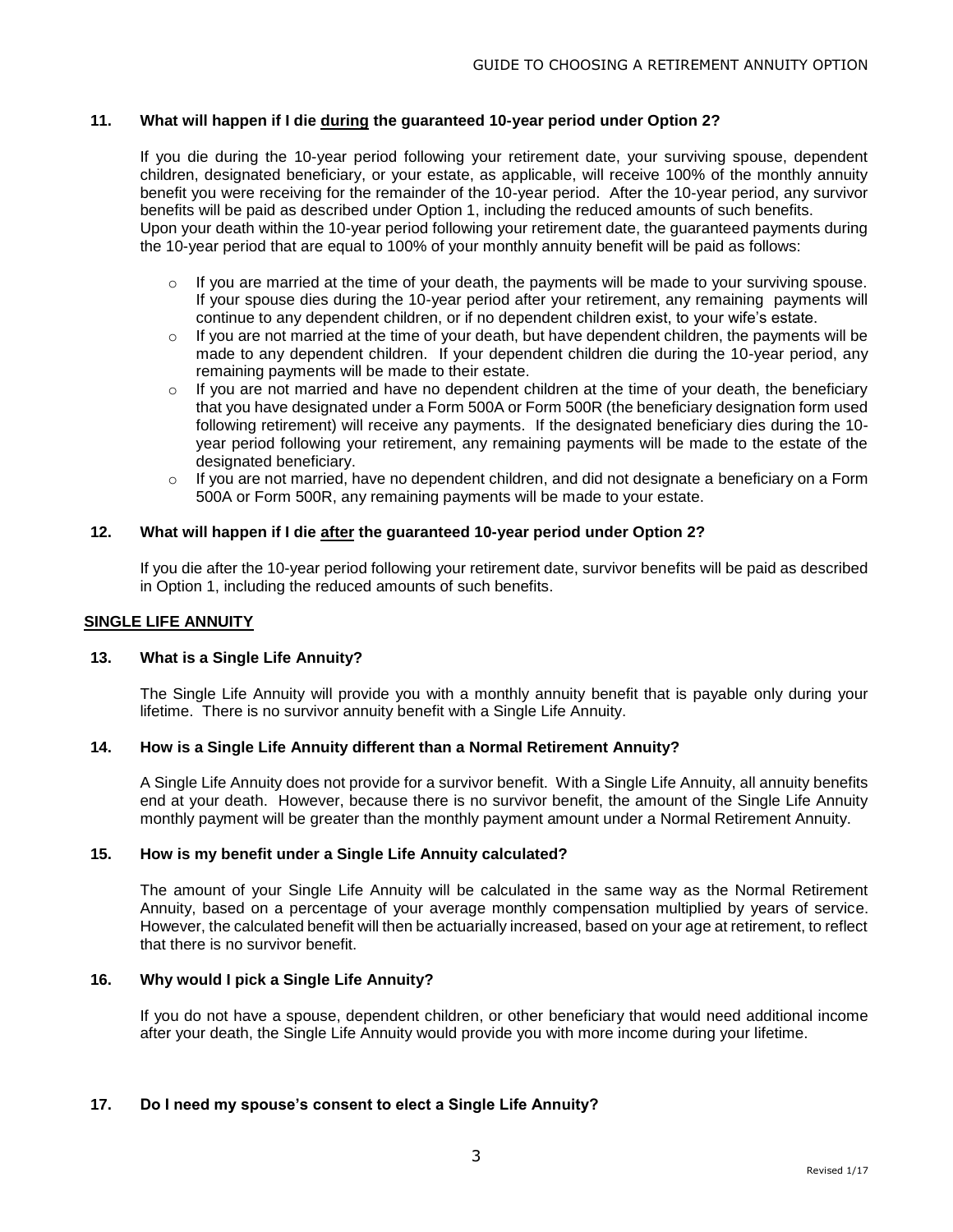**11. What will happen if I die <u>during</u> the guaranteed 10-year period under Option 2?**

If you die during the 10-year period following your retirement date, your surviving spouse, dependent children, designated beneficiary, or your estate, as applicable, will receive 100% of the monthly annuity benefit you were receiving for the remainder of the 10-year period. After the 10-year period, any survivor benefits will be paid as described under Option 1, including the reduced amounts of such benefits.
Upon your death within the 10-year period following your retirement date, the guaranteed payments during the 10-year period that are equal to 100% of your monthly annuity benefit will be paid as follows:

- If you are married at the time of your death, the payments will be made to your surviving spouse. If your spouse dies during the 10-year period after your retirement, any remaining payments will continue to any dependent children, or if no dependent children exist, to your wife's estate.
- If you are not married at the time of your death, but have dependent children, the payments will be made to any dependent children. If your dependent children die during the 10-year period, any remaining payments will be made to their estate.
- If you are not married and have no dependent children at the time of your death, the beneficiary that you have designated under a Form 500A or Form 500R (the beneficiary designation form used following retirement) will receive any payments. If the designated beneficiary dies during the 10-year period following your retirement, any remaining payments will be made to the estate of the designated beneficiary.
- If you are not married, have no dependent children, and did not designate a beneficiary on a Form 500A or Form 500R, any remaining payments will be made to your estate.

**12. What will happen if I die <u>after</u> the guaranteed 10-year period under Option 2?**

If you die after the 10-year period following your retirement date, survivor benefits will be paid as described in Option 1, including the reduced amounts of such benefits.

## <u>SINGLE LIFE ANNUITY</u>

**13. What is a Single Life Annuity?**

The Single Life Annuity will provide you with a monthly annuity benefit that is payable only during your lifetime. There is no survivor annuity benefit with a Single Life Annuity.

**14. How is a Single Life Annuity different than a Normal Retirement Annuity?**

A Single Life Annuity does not provide for a survivor benefit. With a Single Life Annuity, all annuity benefits end at your death. However, because there is no survivor benefit, the amount of the Single Life Annuity monthly payment will be greater than the monthly payment amount under a Normal Retirement Annuity.

**15. How is my benefit under a Single Life Annuity calculated?**

The amount of your Single Life Annuity will be calculated in the same way as the Normal Retirement Annuity, based on a percentage of your average monthly compensation multiplied by years of service. However, the calculated benefit will then be actuarially increased, based on your age at retirement, to reflect that there is no survivor benefit.

**16. Why would I pick a Single Life Annuity?**

If you do not have a spouse, dependent children, or other beneficiary that would need additional income after your death, the Single Life Annuity would provide you with more income during your lifetime.

**17. Do I need my spouse's consent to elect a Single Life Annuity?**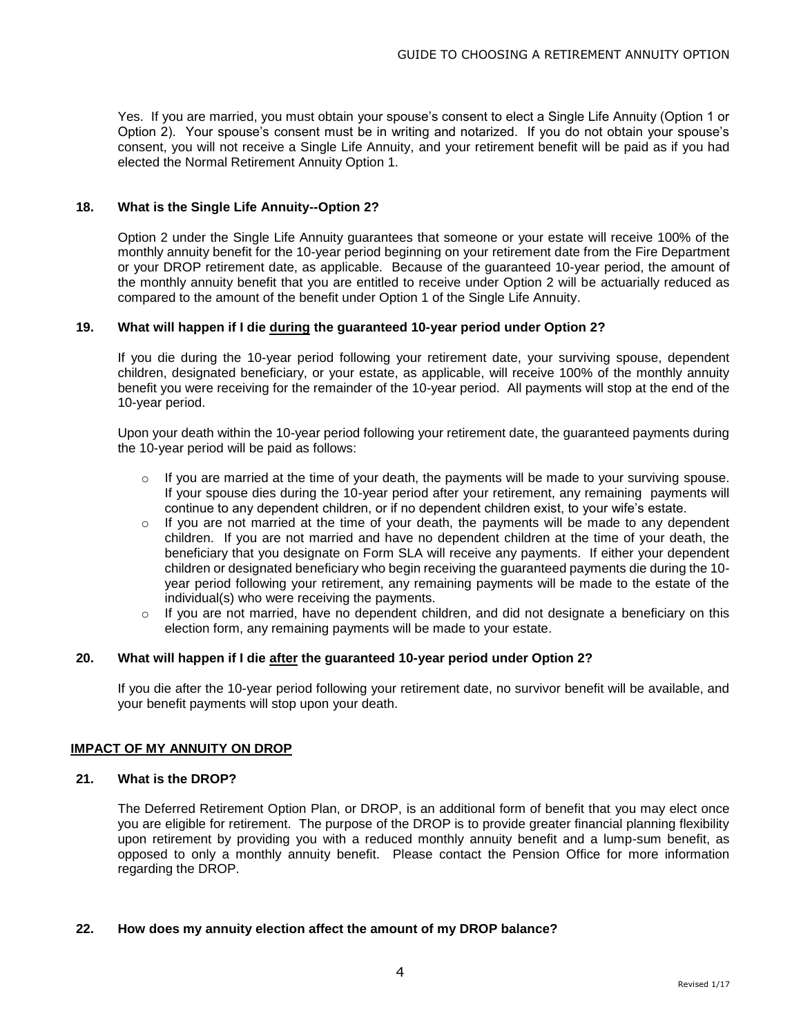Yes. If you are married, you must obtain your spouse's consent to elect a Single Life Annuity (Option 1 or Option 2). Your spouse's consent must be in writing and notarized. If you do not obtain your spouse's consent, you will not receive a Single Life Annuity, and your retirement benefit will be paid as if you had elected the Normal Retirement Annuity Option 1.

**18. What is the Single Life Annuity--Option 2?**

Option 2 under the Single Life Annuity guarantees that someone or your estate will receive 100% of the monthly annuity benefit for the 10-year period beginning on your retirement date from the Fire Department or your DROP retirement date, as applicable. Because of the guaranteed 10-year period, the amount of the monthly annuity benefit that you are entitled to receive under Option 2 will be actuarially reduced as compared to the amount of the benefit under Option 1 of the Single Life Annuity.

**19. What will happen if I die <u>during</u> the guaranteed 10-year period under Option 2?**

If you die during the 10-year period following your retirement date, your surviving spouse, dependent children, designated beneficiary, or your estate, as applicable, will receive 100% of the monthly annuity benefit you were receiving for the remainder of the 10-year period. All payments will stop at the end of the 10-year period.

Upon your death within the 10-year period following your retirement date, the guaranteed payments during the 10-year period will be paid as follows:

- If you are married at the time of your death, the payments will be made to your surviving spouse. If your spouse dies during the 10-year period after your retirement, any remaining payments will continue to any dependent children, or if no dependent children exist, to your wife's estate.
- If you are not married at the time of your death, the payments will be made to any dependent children. If you are not married and have no dependent children at the time of your death, the beneficiary that you designate on Form SLA will receive any payments. If either your dependent children or designated beneficiary who begin receiving the guaranteed payments die during the 10-year period following your retirement, any remaining payments will be made to the estate of the individual(s) who were receiving the payments.
- If you are not married, have no dependent children, and did not designate a beneficiary on this election form, any remaining payments will be made to your estate.

**20. What will happen if I die <u>after</u> the guaranteed 10-year period under Option 2?**

If you die after the 10-year period following your retirement date, no survivor benefit will be available, and your benefit payments will stop upon your death.

## <u>IMPACT OF MY ANNUITY ON DROP</u>

**21. What is the DROP?**

The Deferred Retirement Option Plan, or DROP, is an additional form of benefit that you may elect once you are eligible for retirement. The purpose of the DROP is to provide greater financial planning flexibility upon retirement by providing you with a reduced monthly annuity benefit and a lump-sum benefit, as opposed to only a monthly annuity benefit. Please contact the Pension Office for more information regarding the DROP.

**22. How does my annuity election affect the amount of my DROP balance?**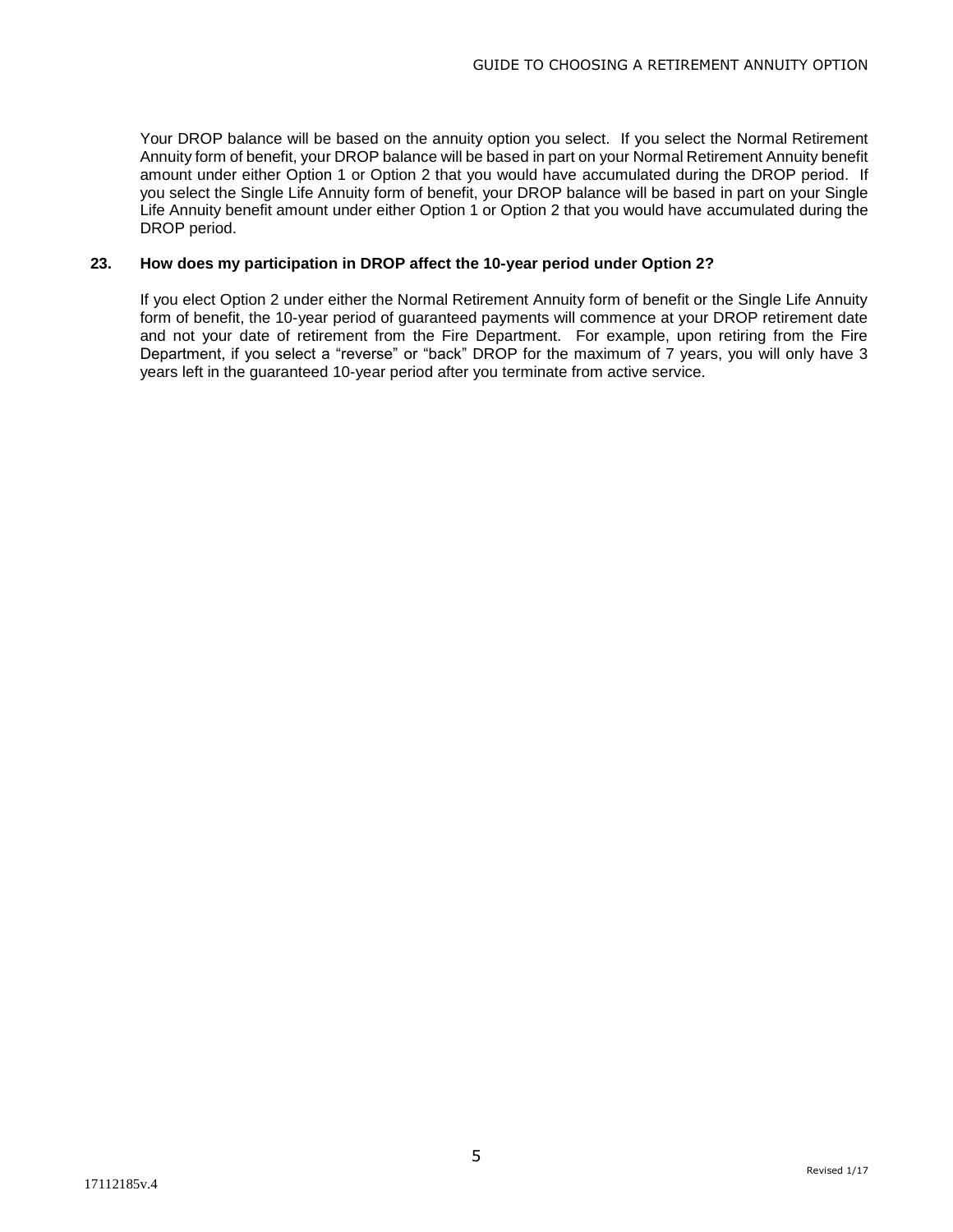Your DROP balance will be based on the annuity option you select. If you select the Normal Retirement Annuity form of benefit, your DROP balance will be based in part on your Normal Retirement Annuity benefit amount under either Option 1 or Option 2 that you would have accumulated during the DROP period. If you select the Single Life Annuity form of benefit, your DROP balance will be based in part on your Single Life Annuity benefit amount under either Option 1 or Option 2 that you would have accumulated during the DROP period.

**23. How does my participation in DROP affect the 10-year period under Option 2?**

If you elect Option 2 under either the Normal Retirement Annuity form of benefit or the Single Life Annuity form of benefit, the 10-year period of guaranteed payments will commence at your DROP retirement date and not your date of retirement from the Fire Department. For example, upon retiring from the Fire Department, if you select a "reverse" or "back" DROP for the maximum of 7 years, you will only have 3 years left in the guaranteed 10-year period after you terminate from active service.